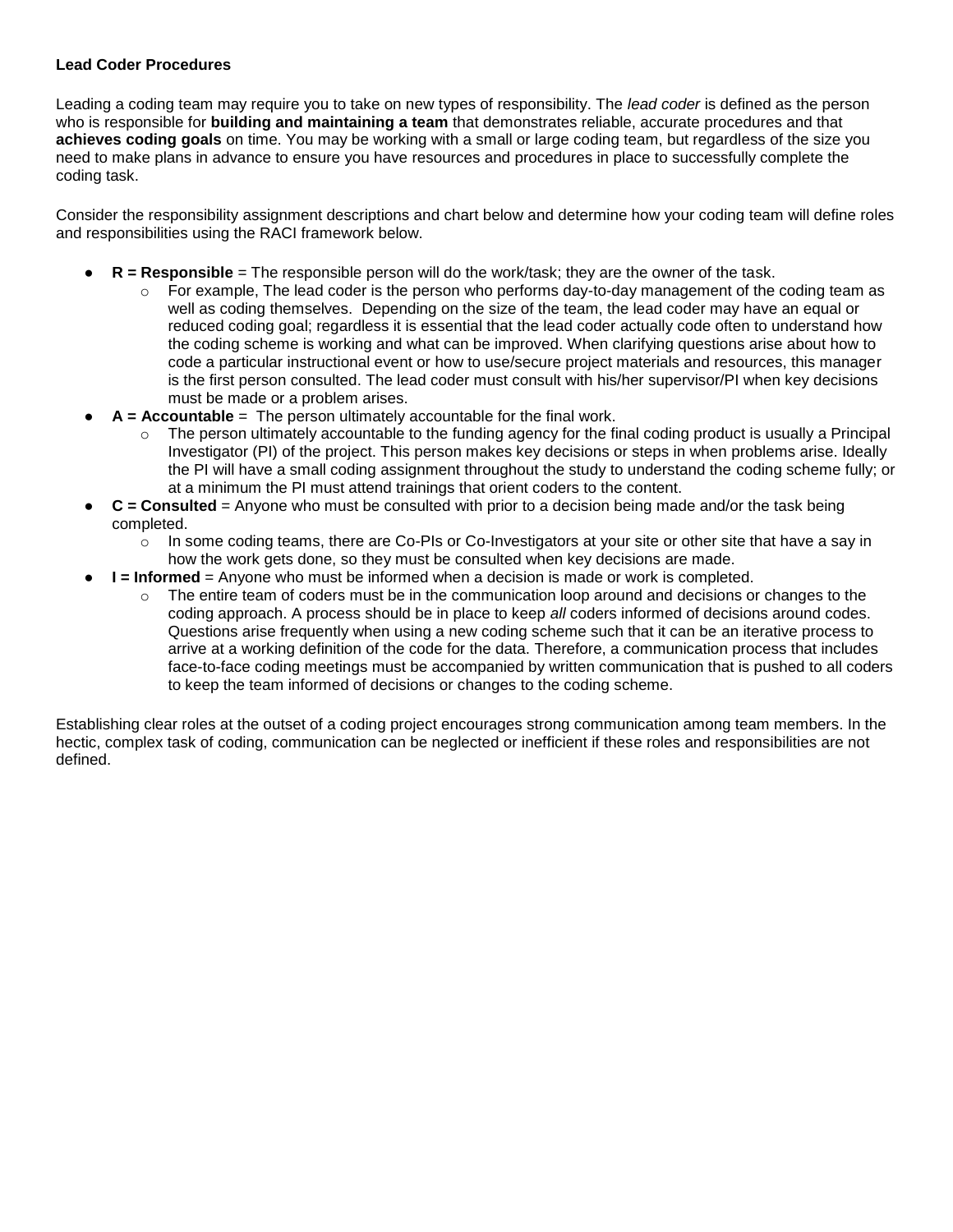**Lead Coder Procedures**

Leading a coding team may require you to take on new types of responsibility. The *lead coder* is defined as the person who is responsible for **building and maintaining a team** that demonstrates reliable, accurate procedures and that **achieves coding goals** on time. You may be working with a small or large coding team, but regardless of the size you need to make plans in advance to ensure you have resources and procedures in place to successfully complete the coding task.

Consider the responsibility assignment descriptions and chart below and determine how your coding team will define roles and responsibilities using the RACI framework below.

- **R = Responsible** = The responsible person will do the work/task; they are the owner of the task.
  - For example, The lead coder is the person who performs day-to-day management of the coding team as well as coding themselves. Depending on the size of the team, the lead coder may have an equal or reduced coding goal; regardless it is essential that the lead coder actually code often to understand how the coding scheme is working and what can be improved. When clarifying questions arise about how to code a particular instructional event or how to use/secure project materials and resources, this manager is the first person consulted. The lead coder must consult with his/her supervisor/PI when key decisions must be made or a problem arises.
- **A = Accountable** = The person ultimately accountable for the final work.
  - The person ultimately accountable to the funding agency for the final coding product is usually a Principal Investigator (PI) of the project. This person makes key decisions or steps in when problems arise. Ideally the PI will have a small coding assignment throughout the study to understand the coding scheme fully; or at a minimum the PI must attend trainings that orient coders to the content.
- **C = Consulted** = Anyone who must be consulted with prior to a decision being made and/or the task being completed.
  - In some coding teams, there are Co-PIs or Co-Investigators at your site or other site that have a say in how the work gets done, so they must be consulted when key decisions are made.
- **I = Informed** = Anyone who must be informed when a decision is made or work is completed.
  - The entire team of coders must be in the communication loop around and decisions or changes to the coding approach. A process should be in place to keep *all* coders informed of decisions around codes. Questions arise frequently when using a new coding scheme such that it can be an iterative process to arrive at a working definition of the code for the data. Therefore, a communication process that includes face-to-face coding meetings must be accompanied by written communication that is pushed to all coders to keep the team informed of decisions or changes to the coding scheme.

Establishing clear roles at the outset of a coding project encourages strong communication among team members. In the hectic, complex task of coding, communication can be neglected or inefficient if these roles and responsibilities are not defined.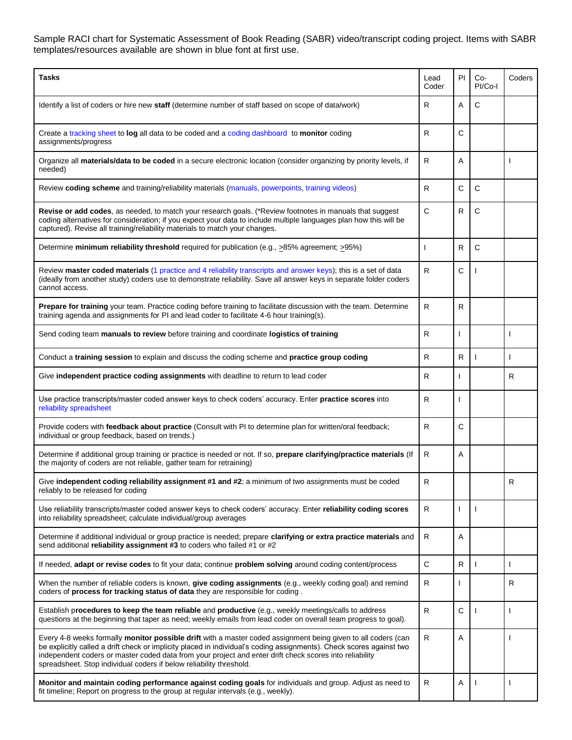Sample RACI chart for Systematic Assessment of Book Reading (SABR) video/transcript coding project. Items with SABR templates/resources available are shown in blue font at first use.

| Tasks | Lead Coder | PI | Co-PI/Co-I | Coders |
|---|---|---|---|---|
| Identify a list of coders or hire new **staff** (determine number of staff based on scope of data/work) | R | A | C | |
| Create a tracking sheet to **log** all data to be coded and a coding dashboard to **monitor** coding assignments/progress | R | C | | |
| Organize all **materials/data to be coded** in a secure electronic location (consider organizing by priority levels, if needed) | R | A | | I |
| Review **coding scheme** and training/reliability materials (manuals, powerpoints, training videos) | R | C | C | |
| **Revise or add codes**, as needed, to match your research goals. (*Review footnotes in manuals that suggest coding alternatives for consideration; if you expect your data to include multiple languages plan how this will be captured). Revise all training/reliability materials to match your changes. | C | R | C | |
| Determine **minimum reliability threshold** required for publication (e.g., >85% agreement; >95%) | I | R | C | |
| Review **master coded materials** (1 practice and 4 reliability transcripts and answer keys); this is a set of data (ideally from another study) coders use to demonstrate reliability. Save all answer keys in separate folder coders cannot access. | R | C | I | |
| **Prepare for training** your team. Practice coding before training to facilitate discussion with the team. Determine training agenda and assignments for PI and lead coder to facilitate 4-6 hour training(s). | R | R | | |
| Send coding team **manuals to review** before training and coordinate **logistics of training** | R | I | | I |
| Conduct a **training session** to explain and discuss the coding scheme and **practice group coding** | R | R | I | I |
| Give **independent practice coding assignments** with deadline to return to lead coder | R | I | | R |
| Use practice transcripts/master coded answer keys to check coders' accuracy. Enter **practice scores** into reliability spreadsheet | R | I | | |
| Provide coders with **feedback about practice** (Consult with PI to determine plan for written/oral feedback; individual or group feedback, based on trends.) | R | C | | |
| Determine if additional group training or practice is needed or not. If so, **prepare clarifying/practice materials** (If the majority of coders are not reliable, gather team for retraining) | R | A | | |
| Give **independent coding reliability assignment #1 and #2**; a minimum of two assignments must be coded reliably to be released for coding | R | | | R |
| Use reliability transcripts/master coded answer keys to check coders' accuracy. Enter **reliability coding scores** into reliability spreadsheet; calculate individual/group averages | R | I | I | |
| Determine if additional individual or group practice is needed; prepare **clarifying or extra practice materials** and send additional **reliability assignment #3** to coders who failed #1 or #2 | R | A | | |
| If needed, **adapt or revise codes** to fit your data; continue **problem solving** around coding content/process | C | R | I | I |
| When the number of reliable coders is known, **give coding assignments** (e.g., weekly coding goal) and remind coders of **process for tracking status of data** they are responsible for coding . | R | I | | R |
| Establish p**rocedures to keep the team reliable** and **productive** (e.g., weekly meetings/calls to address questions at the beginning that taper as need; weekly emails from lead coder on overall team progress to goal). | R | C | I | I |
| Every 4-8 weeks formally **monitor possible drift** with a master coded assignment being given to all coders (can be explicitly called a drift check or implicity placed in individual's coding assignments). Check scores against two independent coders or master coded data from your project and enter drift check scores into reliability spreadsheet. Stop individual coders if below reliability threshold. | R | A | | I |
| **Monitor and maintain coding performance against coding goals** for individuals and group. Adjust as need to fit timeline; Report on progress to the group at regular intervals (e.g., weekly). | R | A | I | I |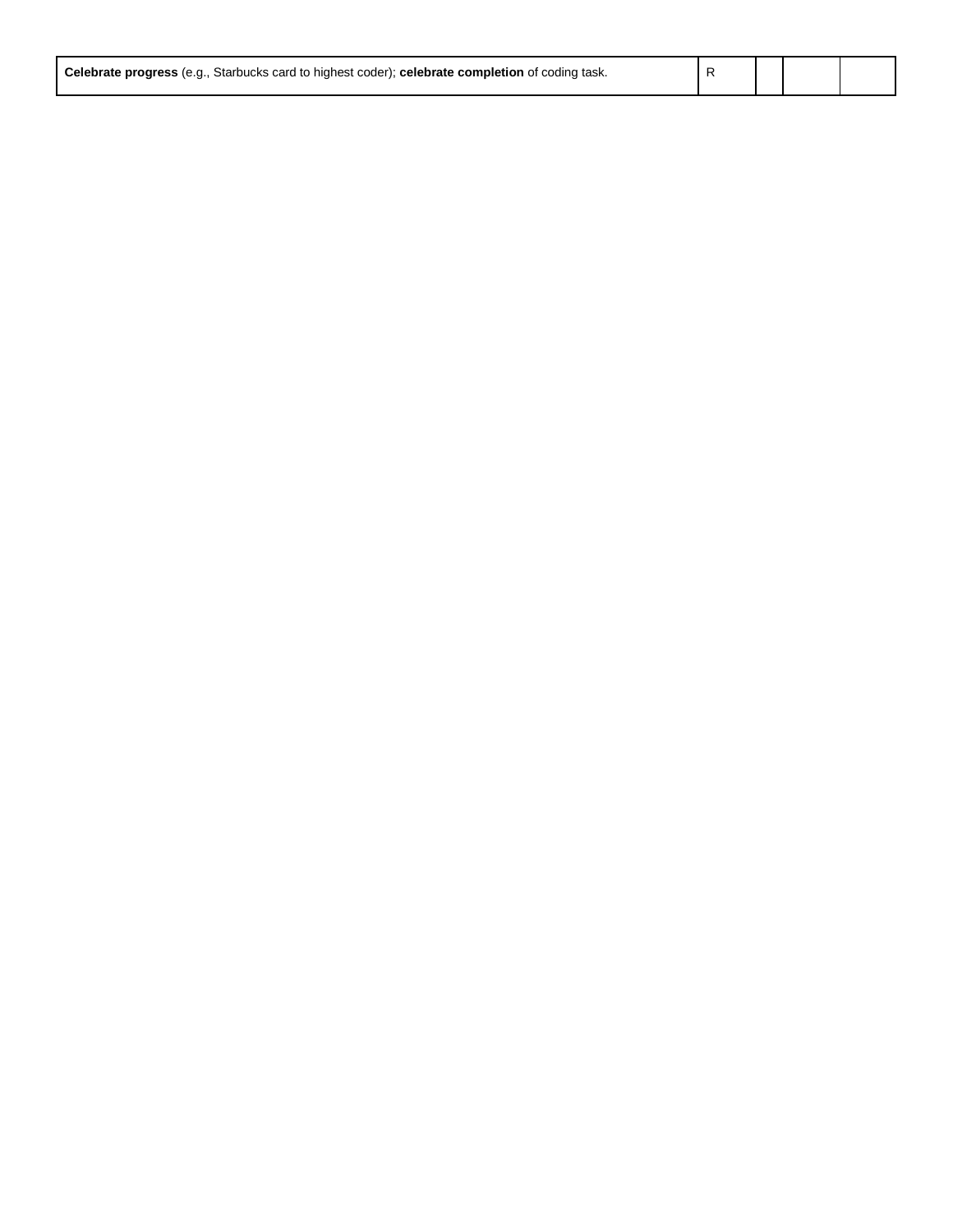| | | | | |
|---|---|---|---|---|
| **Celebrate progress** (e.g., Starbucks card to highest coder); **celebrate completion** of coding task. | R | | | |